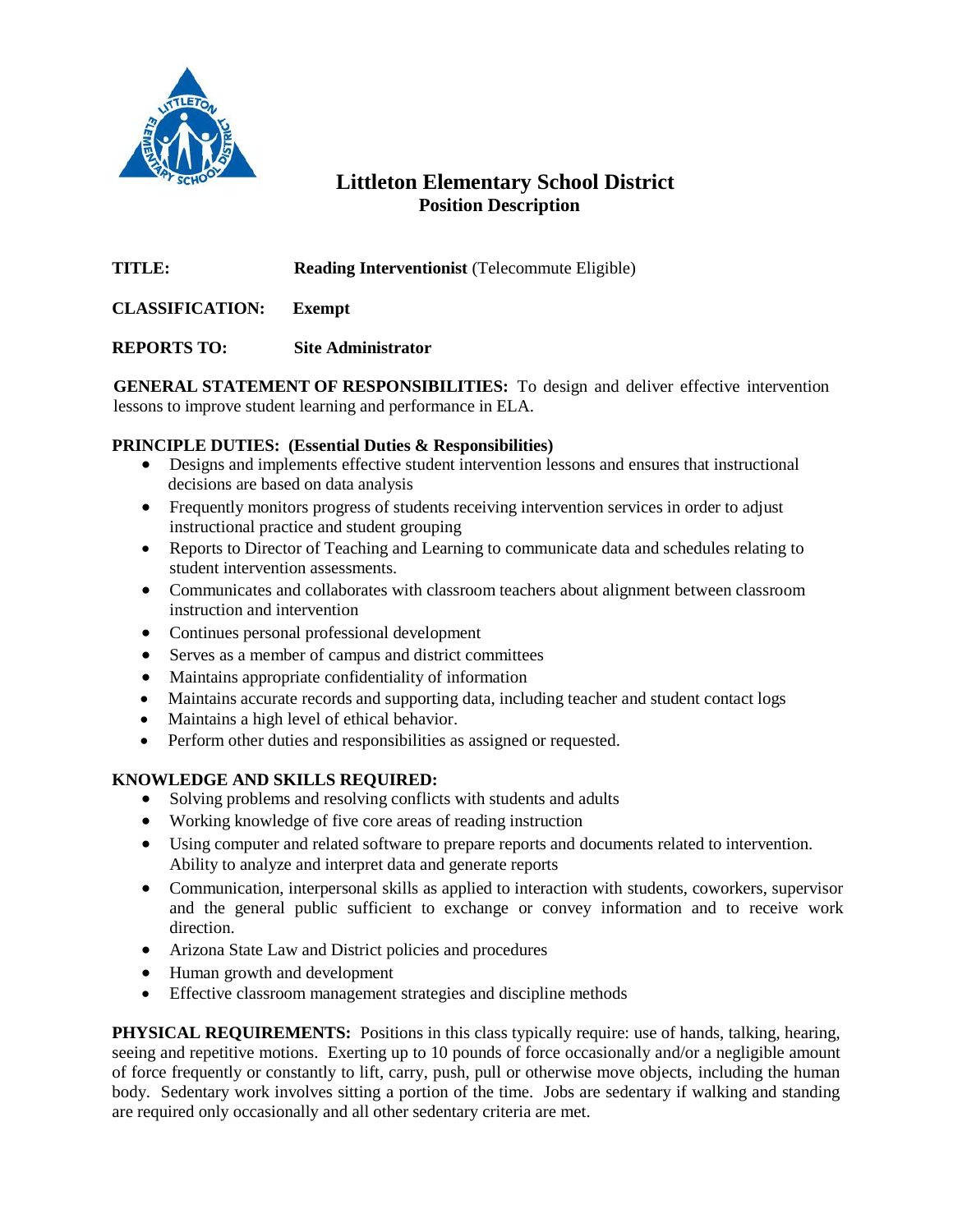# Littleton Elementary School District
## Position Description

**TITLE:** **Reading Interventionist** (Telecommute Eligible)

**CLASSIFICATION:** **Exempt**

**REPORTS TO:** **Site Administrator**

**GENERAL STATEMENT OF RESPONSIBILITIES:** To design and deliver effective intervention lessons to improve student learning and performance in ELA.

**PRINCIPLE DUTIES: (Essential Duties & Responsibilities)**

- Designs and implements effective student intervention lessons and ensures that instructional decisions are based on data analysis
- Frequently monitors progress of students receiving intervention services in order to adjust instructional practice and student grouping
- Reports to Director of Teaching and Learning to communicate data and schedules relating to student intervention assessments.
- Communicates and collaborates with classroom teachers about alignment between classroom instruction and intervention
- Continues personal professional development
- Serves as a member of campus and district committees
- Maintains appropriate confidentiality of information
- Maintains accurate records and supporting data, including teacher and student contact logs
- Maintains a high level of ethical behavior.
- Perform other duties and responsibilities as assigned or requested.

**KNOWLEDGE AND SKILLS REQUIRED:**

- Solving problems and resolving conflicts with students and adults
- Working knowledge of five core areas of reading instruction
- Using computer and related software to prepare reports and documents related to intervention. Ability to analyze and interpret data and generate reports
- Communication, interpersonal skills as applied to interaction with students, coworkers, supervisor and the general public sufficient to exchange or convey information and to receive work direction.
- Arizona State Law and District policies and procedures
- Human growth and development
- Effective classroom management strategies and discipline methods

**PHYSICAL REQUIREMENTS:** Positions in this class typically require: use of hands, talking, hearing, seeing and repetitive motions. Exerting up to 10 pounds of force occasionally and/or a negligible amount of force frequently or constantly to lift, carry, push, pull or otherwise move objects, including the human body. Sedentary work involves sitting a portion of the time. Jobs are sedentary if walking and standing are required only occasionally and all other sedentary criteria are met.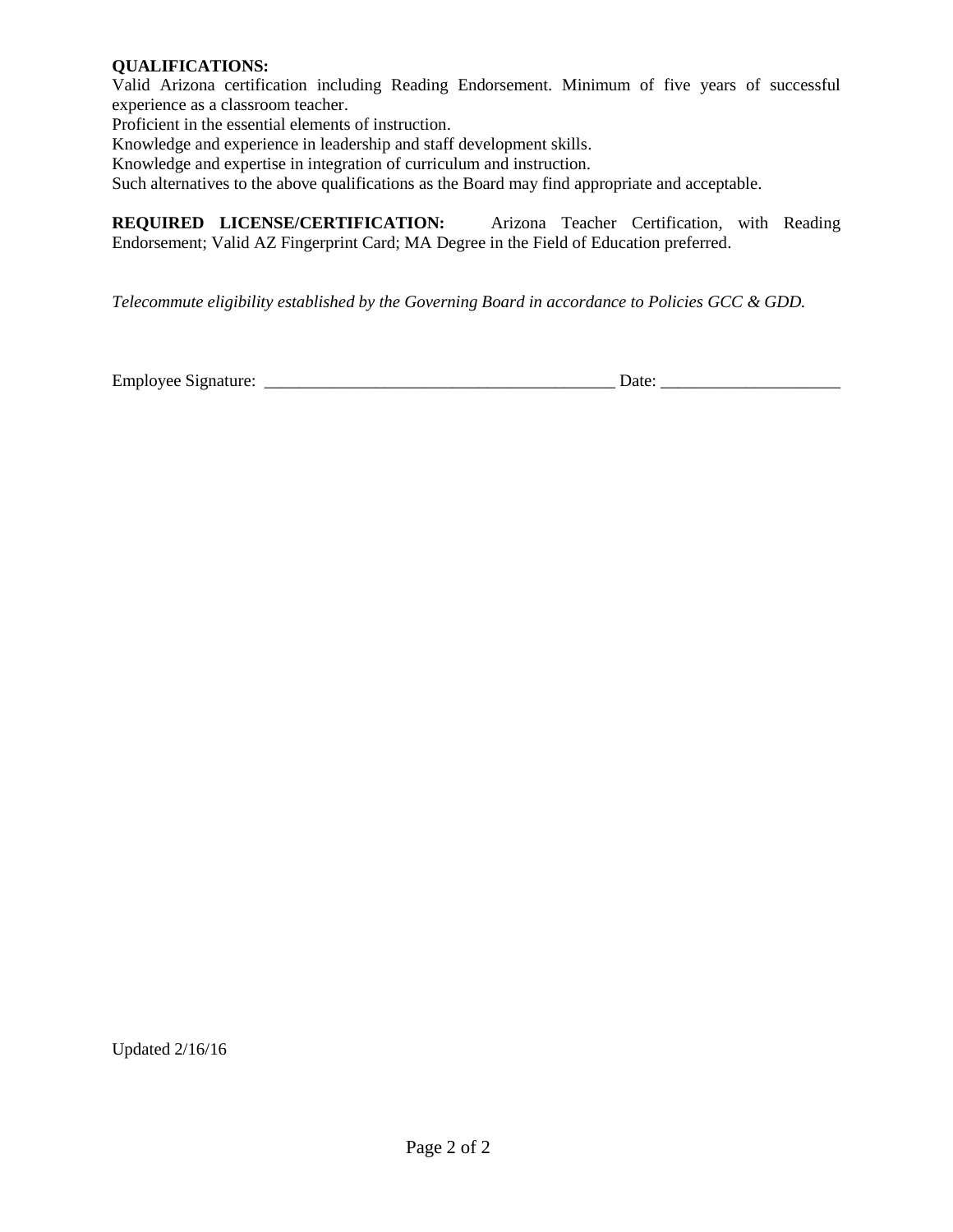**QUALIFICATIONS:**

Valid Arizona certification including Reading Endorsement. Minimum of five years of successful experience as a classroom teacher.

Proficient in the essential elements of instruction.

Knowledge and experience in leadership and staff development skills.

Knowledge and expertise in integration of curriculum and instruction.

Such alternatives to the above qualifications as the Board may find appropriate and acceptable.

**REQUIRED LICENSE/CERTIFICATION:** Arizona Teacher Certification, with Reading Endorsement; Valid AZ Fingerprint Card; MA Degree in the Field of Education preferred.

*Telecommute eligibility established by the Governing Board in accordance to Policies GCC & GDD.*

Employee Signature: _________________________________________ Date: _____________________

Updated 2/16/16